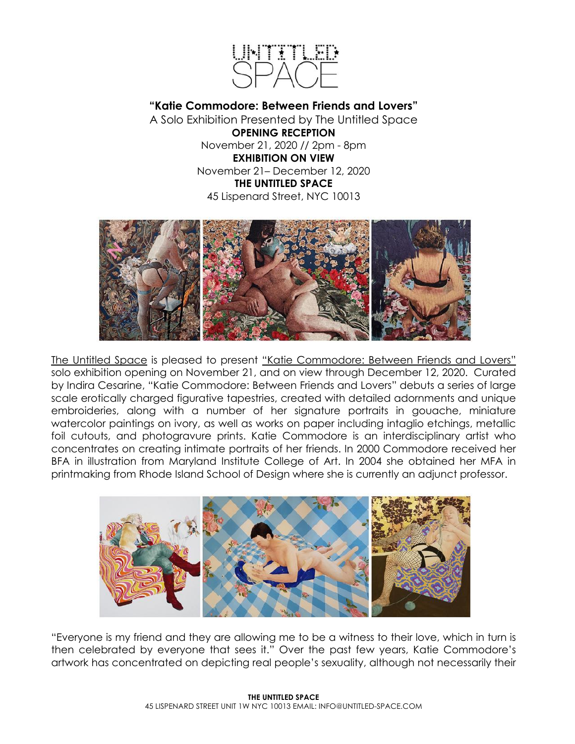# UNTITLED SPACE

**"Katie Commodore: Between Friends and Lovers"**

A Solo Exhibition Presented by The Untitled Space

**OPENING RECEPTION**

November 21, 2020 // 2pm - 8pm

**EXHIBITION ON VIEW**

November 21– December 12, 2020

**THE UNTITLED SPACE**

45 Lispenard Street, NYC 10013

The Untitled Space is pleased to present "Katie Commodore: Between Friends and Lovers" solo exhibition opening on November 21, and on view through December 12, 2020. Curated by Indira Cesarine, "Katie Commodore: Between Friends and Lovers" debuts a series of large scale erotically charged figurative tapestries, created with detailed adornments and unique embroideries, along with a number of her signature portraits in gouache, miniature watercolor paintings on ivory, as well as works on paper including intaglio etchings, metallic foil cutouts, and photogravure prints. Katie Commodore is an interdisciplinary artist who concentrates on creating intimate portraits of her friends. In 2000 Commodore received her BFA in illustration from Maryland Institute College of Art. In 2004 she obtained her MFA in printmaking from Rhode Island School of Design where she is currently an adjunct professor.

"Everyone is my friend and they are allowing me to be a witness to their love, which in turn is then celebrated by everyone that sees it." Over the past few years, Katie Commodore's artwork has concentrated on depicting real people's sexuality, although not necessarily their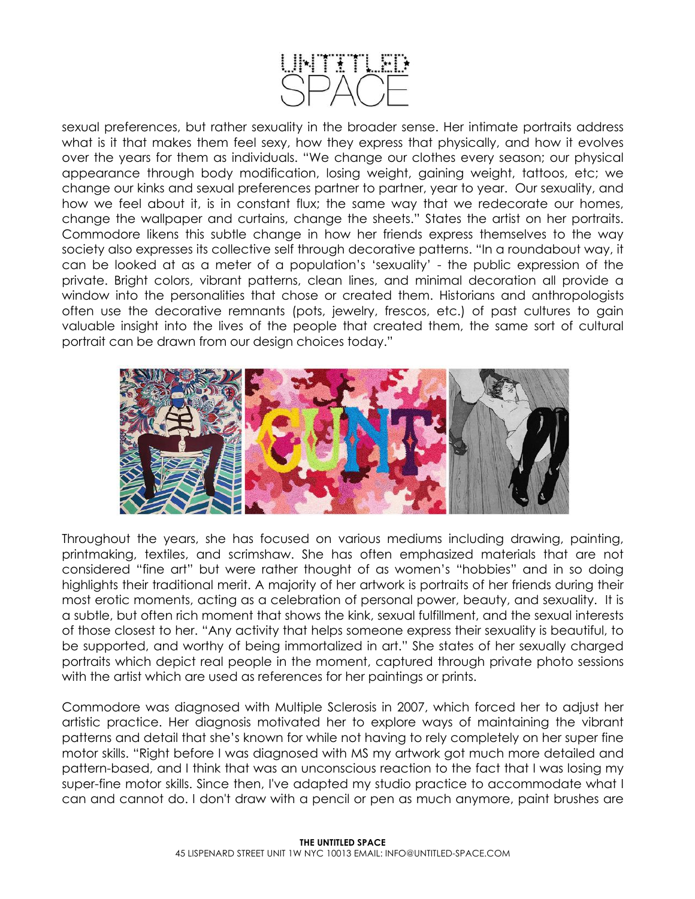sexual preferences, but rather sexuality in the broader sense. Her intimate portraits address what is it that makes them feel sexy, how they express that physically, and how it evolves over the years for them as individuals. "We change our clothes every season; our physical appearance through body modification, losing weight, gaining weight, tattoos, etc; we change our kinks and sexual preferences partner to partner, year to year. Our sexuality, and how we feel about it, is in constant flux; the same way that we redecorate our homes, change the wallpaper and curtains, change the sheets." States the artist on her portraits. Commodore likens this subtle change in how her friends express themselves to the way society also expresses its collective self through decorative patterns. "In a roundabout way, it can be looked at as a meter of a population's 'sexuality' - the public expression of the private. Bright colors, vibrant patterns, clean lines, and minimal decoration all provide a window into the personalities that chose or created them. Historians and anthropologists often use the decorative remnants (pots, jewelry, frescos, etc.) of past cultures to gain valuable insight into the lives of the people that created them, the same sort of cultural portrait can be drawn from our design choices today."

Throughout the years, she has focused on various mediums including drawing, painting, printmaking, textiles, and scrimshaw. She has often emphasized materials that are not considered "fine art" but were rather thought of as women's "hobbies" and in so doing highlights their traditional merit. A majority of her artwork is portraits of her friends during their most erotic moments, acting as a celebration of personal power, beauty, and sexuality. It is a subtle, but often rich moment that shows the kink, sexual fulfillment, and the sexual interests of those closest to her. "Any activity that helps someone express their sexuality is beautiful, to be supported, and worthy of being immortalized in art." She states of her sexually charged portraits which depict real people in the moment, captured through private photo sessions with the artist which are used as references for her paintings or prints.

Commodore was diagnosed with Multiple Sclerosis in 2007, which forced her to adjust her artistic practice. Her diagnosis motivated her to explore ways of maintaining the vibrant patterns and detail that she's known for while not having to rely completely on her super fine motor skills. "Right before I was diagnosed with MS my artwork got much more detailed and pattern-based, and I think that was an unconscious reaction to the fact that I was losing my super-fine motor skills. Since then, I've adapted my studio practice to accommodate what I can and cannot do. I don't draw with a pencil or pen as much anymore, paint brushes are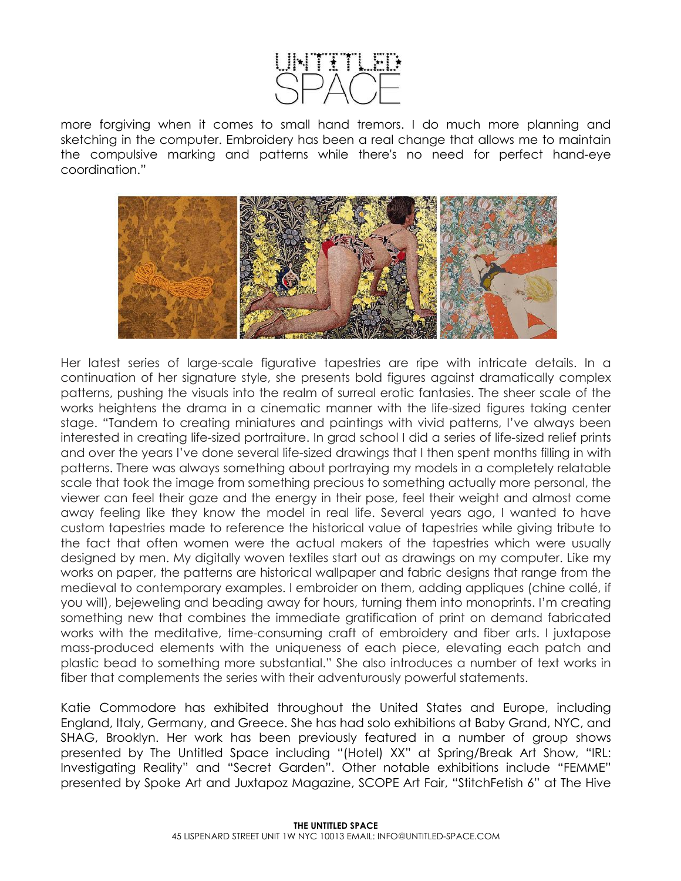more forgiving when it comes to small hand tremors. I do much more planning and sketching in the computer. Embroidery has been a real change that allows me to maintain the compulsive marking and patterns while there's no need for perfect hand-eye coordination."

Her latest series of large-scale figurative tapestries are ripe with intricate details. In a continuation of her signature style, she presents bold figures against dramatically complex patterns, pushing the visuals into the realm of surreal erotic fantasies. The sheer scale of the works heightens the drama in a cinematic manner with the life-sized figures taking center stage. "Tandem to creating miniatures and paintings with vivid patterns, I've always been interested in creating life-sized portraiture. In grad school I did a series of life-sized relief prints and over the years I've done several life-sized drawings that I then spent months filling in with patterns. There was always something about portraying my models in a completely relatable scale that took the image from something precious to something actually more personal, the viewer can feel their gaze and the energy in their pose, feel their weight and almost come away feeling like they know the model in real life. Several years ago, I wanted to have custom tapestries made to reference the historical value of tapestries while giving tribute to the fact that often women were the actual makers of the tapestries which were usually designed by men. My digitally woven textiles start out as drawings on my computer. Like my works on paper, the patterns are historical wallpaper and fabric designs that range from the medieval to contemporary examples. I embroider on them, adding appliques (chine collé, if you will), bejeweling and beading away for hours, turning them into monoprints. I'm creating something new that combines the immediate gratification of print on demand fabricated works with the meditative, time-consuming craft of embroidery and fiber arts. I juxtapose mass-produced elements with the uniqueness of each piece, elevating each patch and plastic bead to something more substantial." She also introduces a number of text works in fiber that complements the series with their adventurously powerful statements.

Katie Commodore has exhibited throughout the United States and Europe, including England, Italy, Germany, and Greece. She has had solo exhibitions at Baby Grand, NYC, and SHAG, Brooklyn. Her work has been previously featured in a number of group shows presented by The Untitled Space including "(Hotel) XX" at Spring/Break Art Show, "IRL: Investigating Reality" and "Secret Garden". Other notable exhibitions include "FEMME" presented by Spoke Art and Juxtapoz Magazine, SCOPE Art Fair, "StitchFetish 6" at The Hive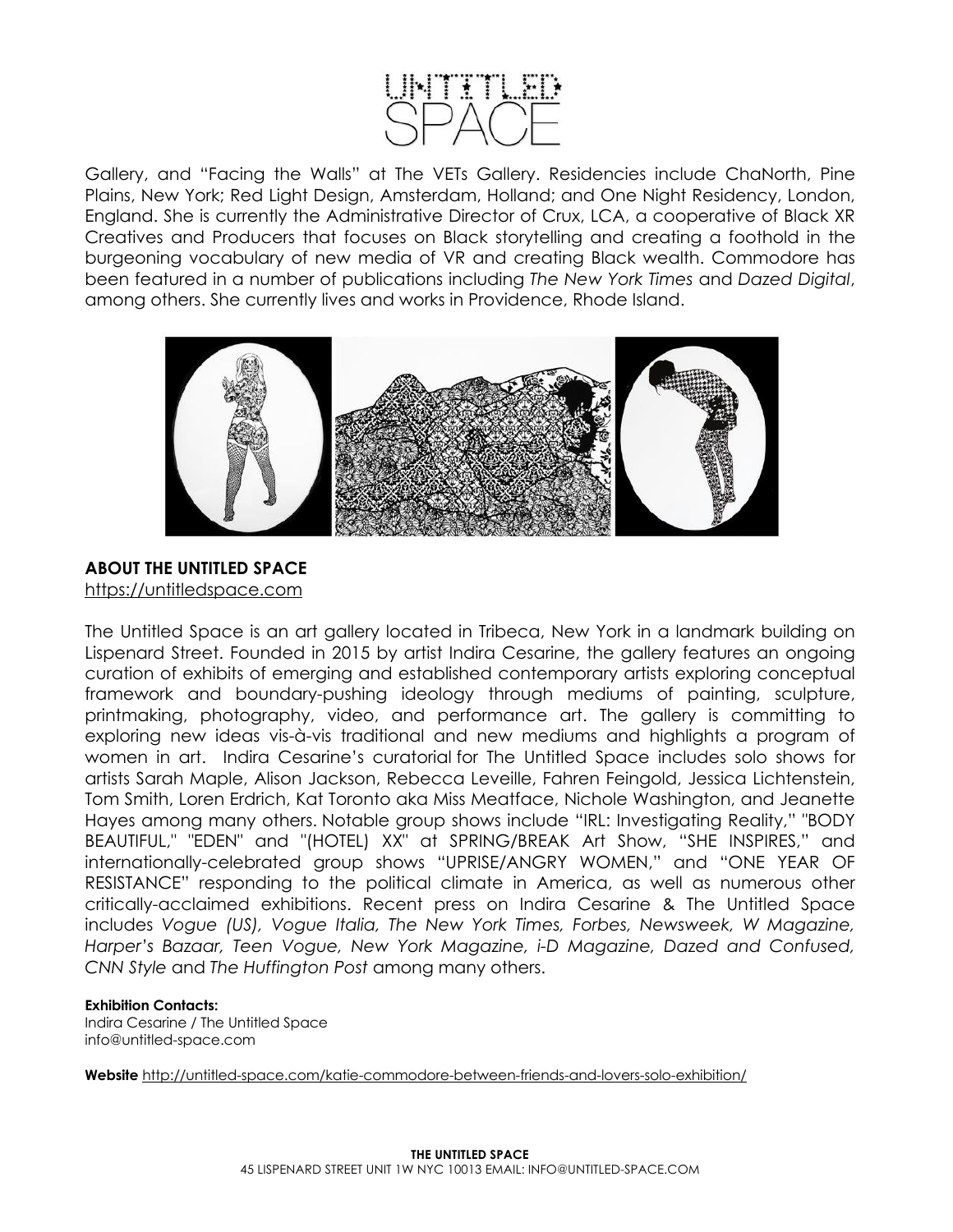Gallery, and "Facing the Walls" at The VETs Gallery. Residencies include ChaNorth, Pine Plains, New York; Red Light Design, Amsterdam, Holland; and One Night Residency, London, England. She is currently the Administrative Director of Crux, LCA, a cooperative of Black XR Creatives and Producers that focuses on Black storytelling and creating a foothold in the burgeoning vocabulary of new media of VR and creating Black wealth. Commodore has been featured in a number of publications including *The New York Times* and *Dazed Digital*, among others. She currently lives and works in Providence, Rhode Island.

## ABOUT THE UNTITLED SPACE

https://untitledspace.com

The Untitled Space is an art gallery located in Tribeca, New York in a landmark building on Lispenard Street. Founded in 2015 by artist Indira Cesarine, the gallery features an ongoing curation of exhibits of emerging and established contemporary artists exploring conceptual framework and boundary-pushing ideology through mediums of painting, sculpture, printmaking, photography, video, and performance art. The gallery is committing to exploring new ideas vis-à-vis traditional and new mediums and highlights a program of women in art. Indira Cesarine's curatorial for The Untitled Space includes solo shows for artists Sarah Maple, Alison Jackson, Rebecca Leveille, Fahren Feingold, Jessica Lichtenstein, Tom Smith, Loren Erdrich, Kat Toronto aka Miss Meatface, Nichole Washington, and Jeanette Hayes among many others. Notable group shows include "IRL: Investigating Reality," "BODY BEAUTIFUL," "EDEN" and "(HOTEL) XX" at SPRING/BREAK Art Show, "SHE INSPIRES," and internationally-celebrated group shows "UPRISE/ANGRY WOMEN," and "ONE YEAR OF RESISTANCE" responding to the political climate in America, as well as numerous other critically-acclaimed exhibitions. Recent press on Indira Cesarine & The Untitled Space includes *Vogue (US), Vogue Italia, The New York Times, Forbes, Newsweek, W Magazine, Harper's Bazaar, Teen Vogue, New York Magazine, i-D Magazine, Dazed and Confused, CNN Style* and *The Huffington Post* among many others.

**Exhibition Contacts:**
Indira Cesarine / The Untitled Space
info@untitled-space.com

**Website** http://untitled-space.com/katie-commodore-between-friends-and-lovers-solo-exhibition/

**THE UNTITLED SPACE**
45 LISPENARD STREET UNIT 1W NYC 10013 EMAIL: INFO@UNTITLED-SPACE.COM